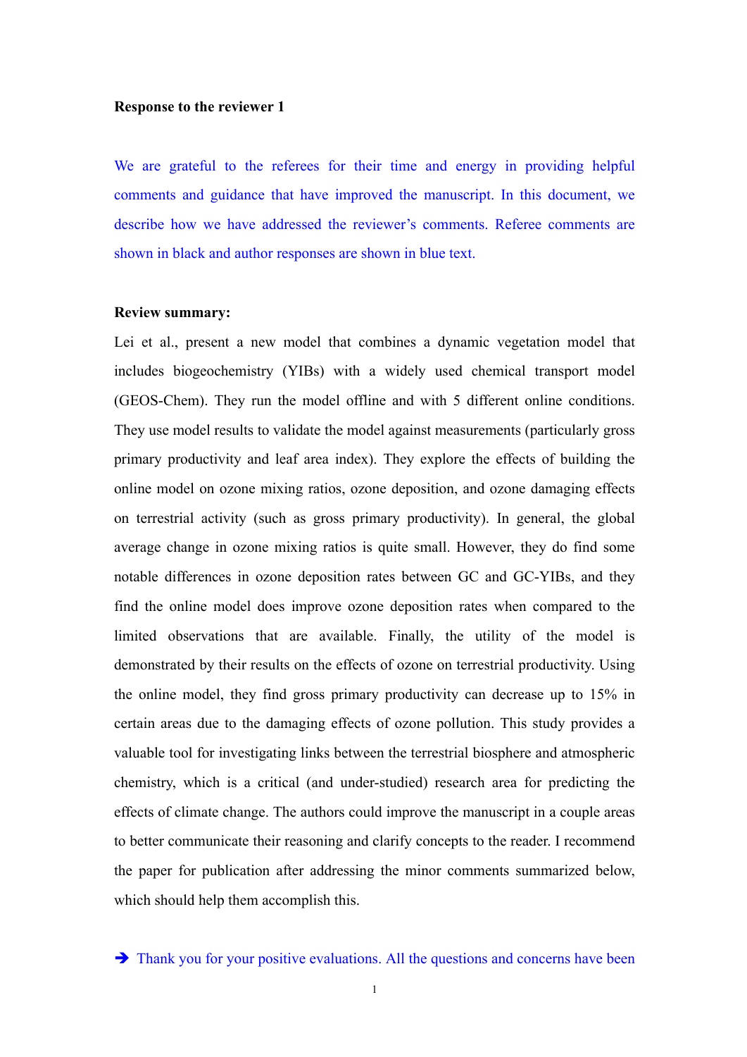**Response to the reviewer 1**

We are grateful to the referees for their time and energy in providing helpful comments and guidance that have improved the manuscript. In this document, we describe how we have addressed the reviewer's comments. Referee comments are shown in black and author responses are shown in blue text.

**Review summary:**

Lei et al., present a new model that combines a dynamic vegetation model that includes biogeochemistry (YIBs) with a widely used chemical transport model (GEOS-Chem). They run the model offline and with 5 different online conditions. They use model results to validate the model against measurements (particularly gross primary productivity and leaf area index). They explore the effects of building the online model on ozone mixing ratios, ozone deposition, and ozone damaging effects on terrestrial activity (such as gross primary productivity). In general, the global average change in ozone mixing ratios is quite small. However, they do find some notable differences in ozone deposition rates between GC and GC-YIBs, and they find the online model does improve ozone deposition rates when compared to the limited observations that are available. Finally, the utility of the model is demonstrated by their results on the effects of ozone on terrestrial productivity. Using the online model, they find gross primary productivity can decrease up to 15% in certain areas due to the damaging effects of ozone pollution. This study provides a valuable tool for investigating links between the terrestrial biosphere and atmospheric chemistry, which is a critical (and under-studied) research area for predicting the effects of climate change. The authors could improve the manuscript in a couple areas to better communicate their reasoning and clarify concepts to the reader. I recommend the paper for publication after addressing the minor comments summarized below, which should help them accomplish this.

➔ Thank you for your positive evaluations. All the questions and concerns have been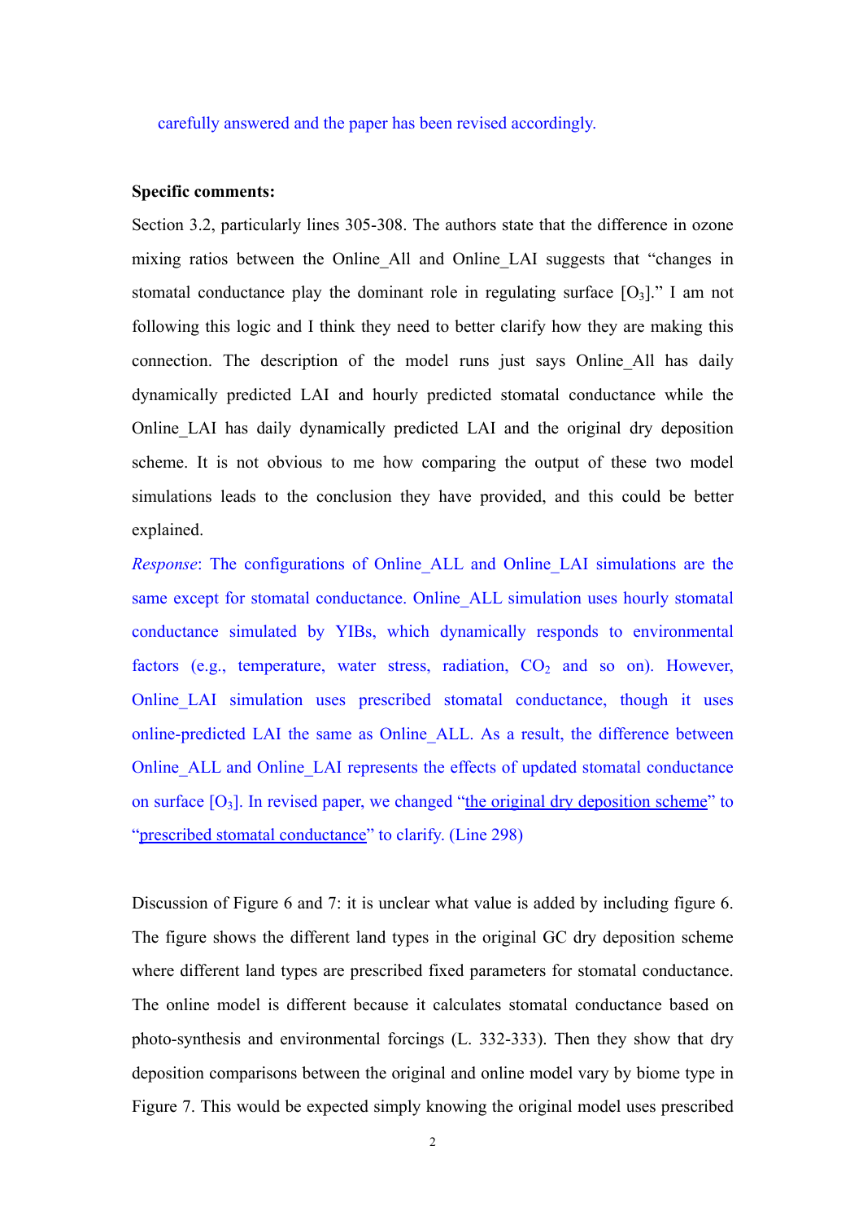carefully answered and the paper has been revised accordingly.

**Specific comments:**

Section 3.2, particularly lines 305-308. The authors state that the difference in ozone mixing ratios between the Online_All and Online_LAI suggests that "changes in stomatal conductance play the dominant role in regulating surface [$O_3$]." I am not following this logic and I think they need to better clarify how they are making this connection. The description of the model runs just says Online_All has daily dynamically predicted LAI and hourly predicted stomatal conductance while the Online_LAI has daily dynamically predicted LAI and the original dry deposition scheme. It is not obvious to me how comparing the output of these two model simulations leads to the conclusion they have provided, and this could be better explained.

*Response*: The configurations of Online_ALL and Online_LAI simulations are the same except for stomatal conductance. Online_ALL simulation uses hourly stomatal conductance simulated by YIBs, which dynamically responds to environmental factors (e.g., temperature, water stress, radiation, $CO_2$ and so on). However, Online_LAI simulation uses prescribed stomatal conductance, though it uses online-predicted LAI the same as Online_ALL. As a result, the difference between Online_ALL and Online_LAI represents the effects of updated stomatal conductance on surface [$O_3$]. In revised paper, we changed "the original dry deposition scheme" to "prescribed stomatal conductance" to clarify. (Line 298)

Discussion of Figure 6 and 7: it is unclear what value is added by including figure 6. The figure shows the different land types in the original GC dry deposition scheme where different land types are prescribed fixed parameters for stomatal conductance. The online model is different because it calculates stomatal conductance based on photo-synthesis and environmental forcings (L. 332-333). Then they show that dry deposition comparisons between the original and online model vary by biome type in Figure 7. This would be expected simply knowing the original model uses prescribed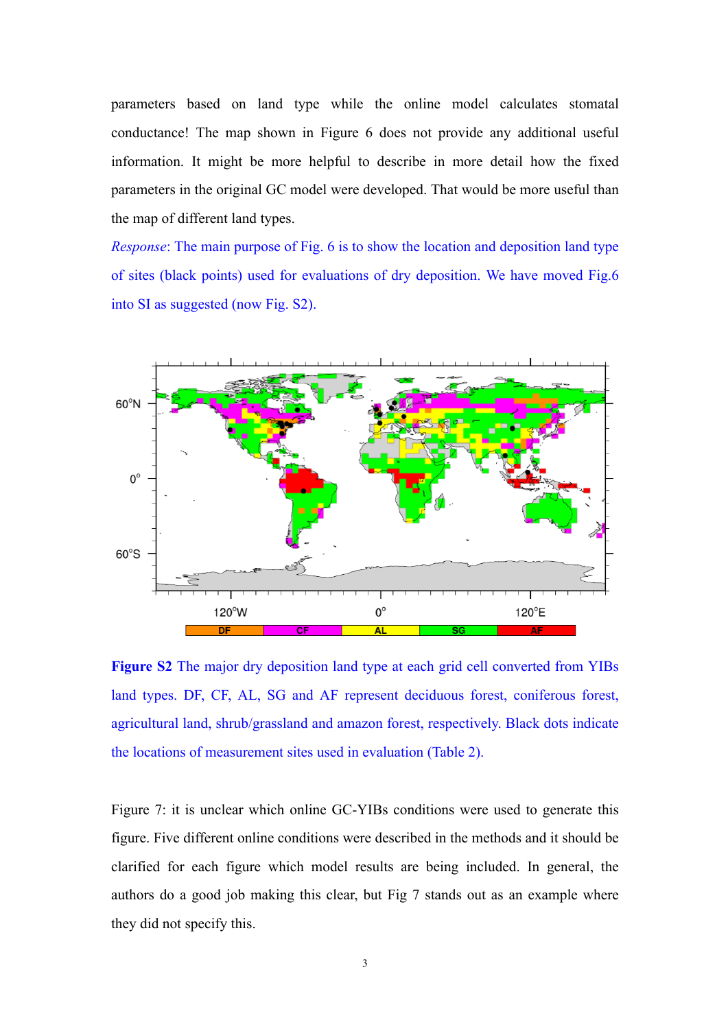parameters based on land type while the online model calculates stomatal conductance! The map shown in Figure 6 does not provide any additional useful information. It might be more helpful to describe in more detail how the fixed parameters in the original GC model were developed. That would be more useful than the map of different land types.

*Response*: The main purpose of Fig. 6 is to show the location and deposition land type of sites (black points) used for evaluations of dry deposition. We have moved Fig.6 into SI as suggested (now Fig. S2).

**Figure S2** The major dry deposition land type at each grid cell converted from YIBs land types. DF, CF, AL, SG and AF represent deciduous forest, coniferous forest, agricultural land, shrub/grassland and amazon forest, respectively. Black dots indicate the locations of measurement sites used in evaluation (Table 2).

Figure 7: it is unclear which online GC-YIBs conditions were used to generate this figure. Five different online conditions were described in the methods and it should be clarified for each figure which model results are being included. In general, the authors do a good job making this clear, but Fig 7 stands out as an example where they did not specify this.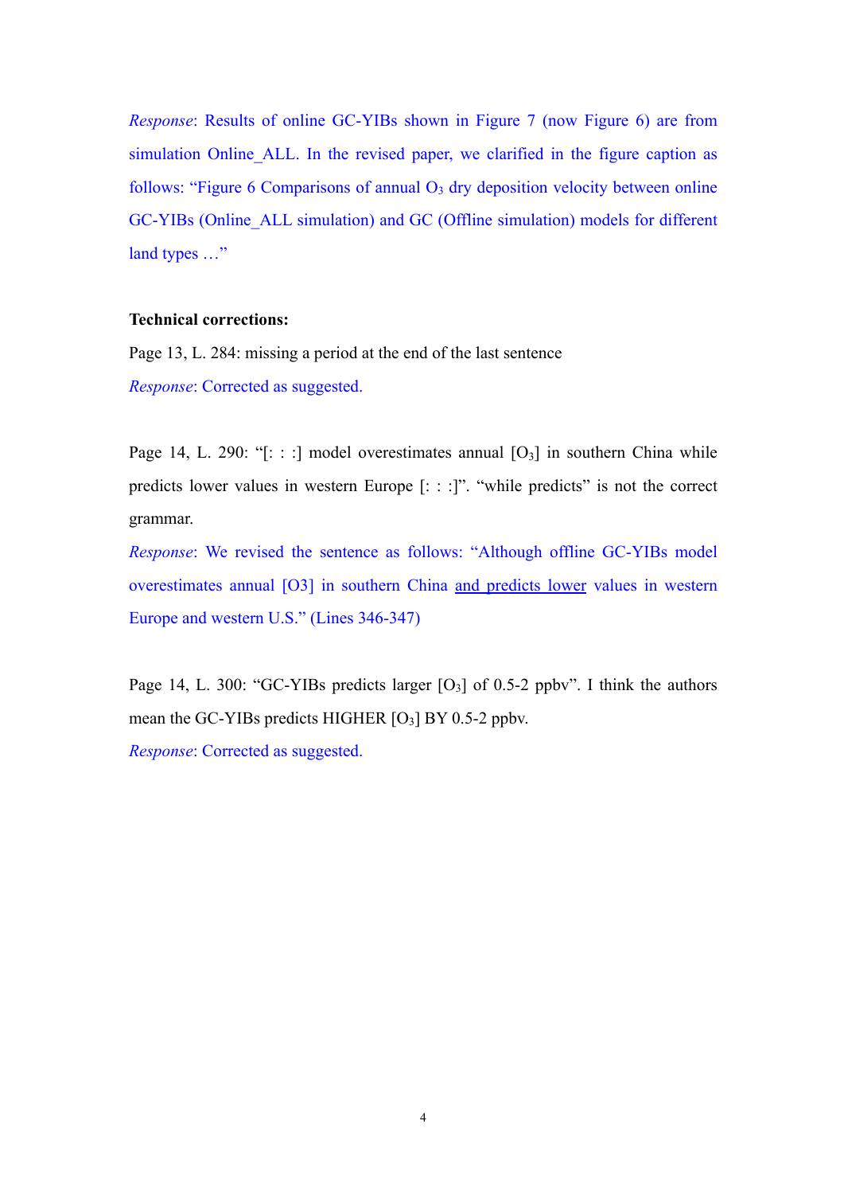*Response*: Results of online GC-YIBs shown in Figure 7 (now Figure 6) are from simulation Online_ALL. In the revised paper, we clarified in the figure caption as follows: "Figure 6 Comparisons of annual $O_3$ dry deposition velocity between online GC-YIBs (Online_ALL simulation) and GC (Offline simulation) models for different land types …"

**Technical corrections:**

Page 13, L. 284: missing a period at the end of the last sentence

*Response*: Corrected as suggested.

Page 14, L. 290: "[: : :] model overestimates annual [$O_3$] in southern China while predicts lower values in western Europe [: : :]". "while predicts" is not the correct grammar.

*Response*: We revised the sentence as follows: "Although offline GC-YIBs model overestimates annual [O3] in southern China <u>and predicts lower</u> values in western Europe and western U.S." (Lines 346-347)

Page 14, L. 300: "GC-YIBs predicts larger [$O_3$] of 0.5-2 ppbv". I think the authors mean the GC-YIBs predicts HIGHER [$O_3$] BY 0.5-2 ppbv.

*Response*: Corrected as suggested.